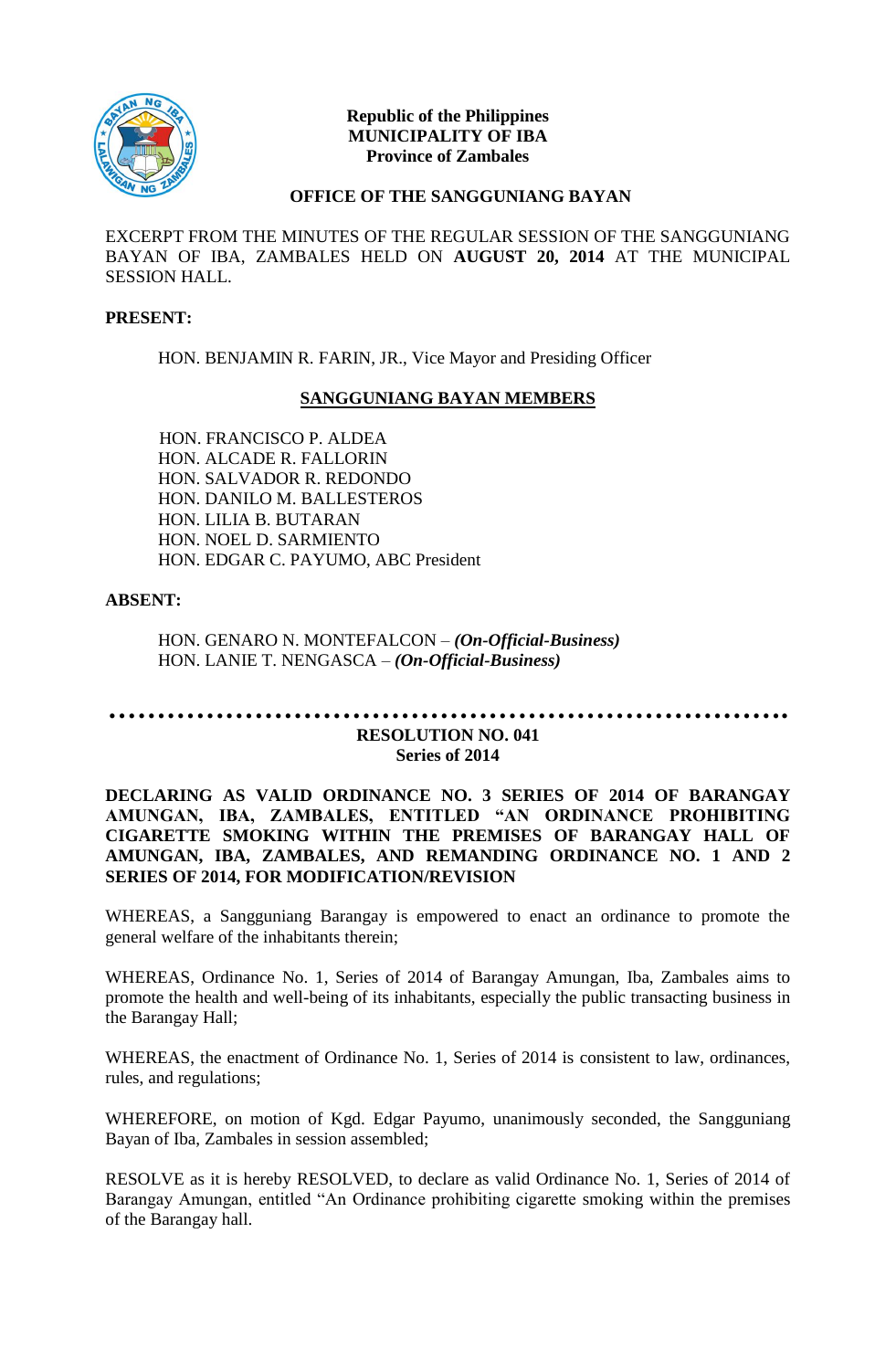**Republic of the Philippines**
**MUNICIPALITY OF IBA**
**Province of Zambales**

**OFFICE OF THE SANGGUNIANG BAYAN**

EXCERPT FROM THE MINUTES OF THE REGULAR SESSION OF THE SANGGUNIANG BAYAN OF IBA, ZAMBALES HELD ON **AUGUST 20, 2014** AT THE MUNICIPAL SESSION HALL.

**PRESENT:**

HON. BENJAMIN R. FARIN, JR., Vice Mayor and Presiding Officer

**SANGGUNIANG BAYAN MEMBERS**

HON. FRANCISCO P. ALDEA
HON. ALCADE R. FALLORIN
HON. SALVADOR R. REDONDO
HON. DANILO M. BALLESTEROS
HON. LILIA B. BUTARAN
HON. NOEL D. SARMIENTO
HON. EDGAR C. PAYUMO, ABC President

**ABSENT:**

HON. GENARO N. MONTEFALCON – ***(On-Official-Business)***
HON. LANIE T. NENGASCA – ***(On-Official-Business)***

…………………………………………………………………………

**RESOLUTION NO. 041**
**Series of 2014**

**DECLARING AS VALID ORDINANCE NO. 3 SERIES OF 2014 OF BARANGAY AMUNGAN, IBA, ZAMBALES, ENTITLED "AN ORDINANCE PROHIBITING CIGARETTE SMOKING WITHIN THE PREMISES OF BARANGAY HALL OF AMUNGAN, IBA, ZAMBALES, AND REMANDING ORDINANCE NO. 1 AND 2 SERIES OF 2014, FOR MODIFICATION/REVISION**

WHEREAS, a Sangguniang Barangay is empowered to enact an ordinance to promote the general welfare of the inhabitants therein;

WHEREAS, Ordinance No. 1, Series of 2014 of Barangay Amungan, Iba, Zambales aims to promote the health and well-being of its inhabitants, especially the public transacting business in the Barangay Hall;

WHEREAS, the enactment of Ordinance No. 1, Series of 2014 is consistent to law, ordinances, rules, and regulations;

WHEREFORE, on motion of Kgd. Edgar Payumo, unanimously seconded, the Sangguniang Bayan of Iba, Zambales in session assembled;

RESOLVE as it is hereby RESOLVED, to declare as valid Ordinance No. 1, Series of 2014 of Barangay Amungan, entitled "An Ordinance prohibiting cigarette smoking within the premises of the Barangay hall.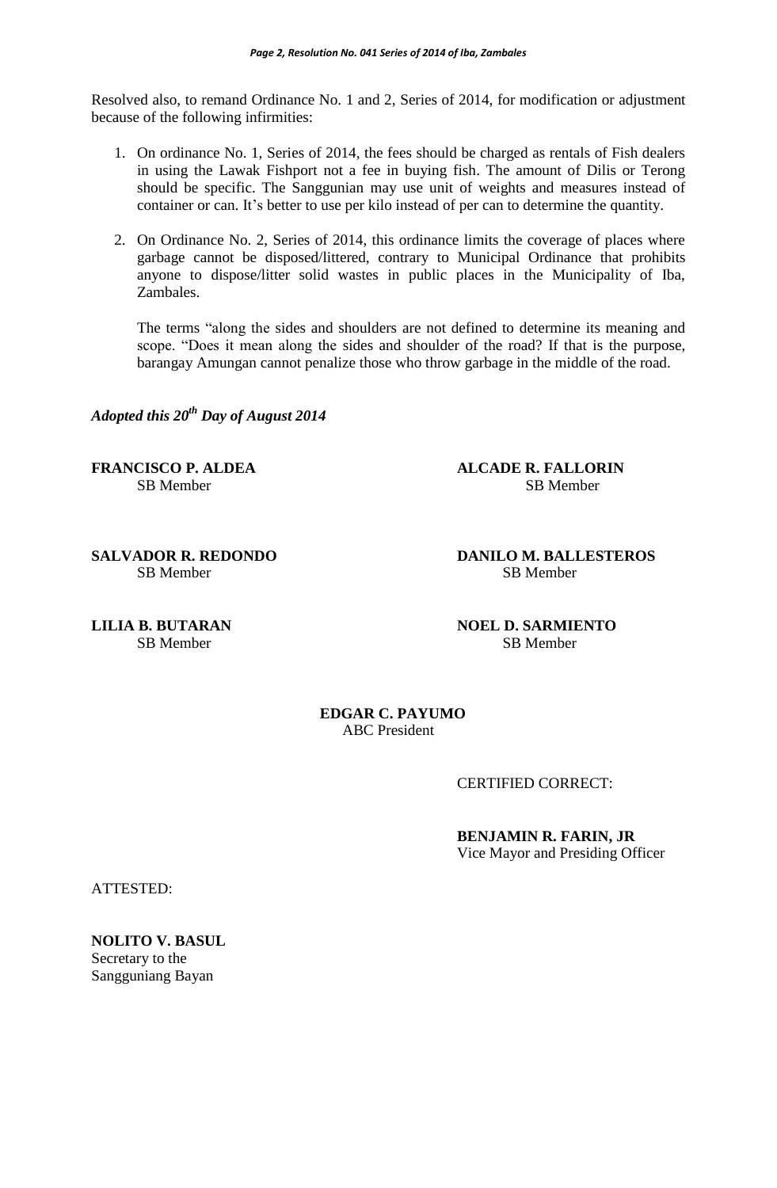Resolved also, to remand Ordinance No. 1 and 2, Series of 2014, for modification or adjustment because of the following infirmities:

1. On ordinance No. 1, Series of 2014, the fees should be charged as rentals of Fish dealers in using the Lawak Fishport not a fee in buying fish. The amount of Dilis or Terong should be specific. The Sanggunian may use unit of weights and measures instead of container or can. It's better to use per kilo instead of per can to determine the quantity.

2. On Ordinance No. 2, Series of 2014, this ordinance limits the coverage of places where garbage cannot be disposed/littered, contrary to Municipal Ordinance that prohibits anyone to dispose/litter solid wastes in public places in the Municipality of Iba, Zambales.

   The terms "along the sides and shoulders are not defined to determine its meaning and scope. "Does it mean along the sides and shoulder of the road? If that is the purpose, barangay Amungan cannot penalize those who throw garbage in the middle of the road.

***Adopted this 20th Day of August 2014***

**FRANCISCO P. ALDEA**
SB Member

**ALCADE R. FALLORIN**
SB Member

**SALVADOR R. REDONDO**
SB Member

**DANILO M. BALLESTEROS**
SB Member

**LILIA B. BUTARAN**
SB Member

**NOEL D. SARMIENTO**
SB Member

**EDGAR C. PAYUMO**
ABC President

CERTIFIED CORRECT:

**BENJAMIN R. FARIN, JR**
Vice Mayor and Presiding Officer

ATTESTED:

**NOLITO V. BASUL**
Secretary to the
Sangguniang Bayan